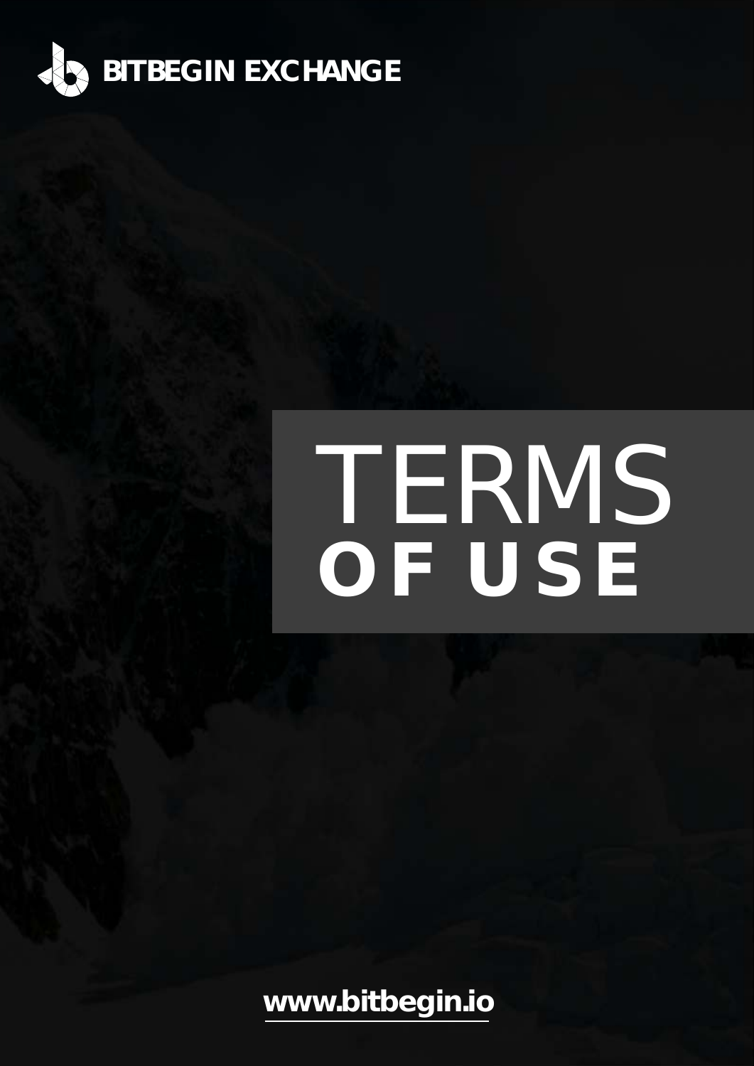**BITBEGIN EXCHANGE**

# TERMS OF USE

**www.bitbegin.io**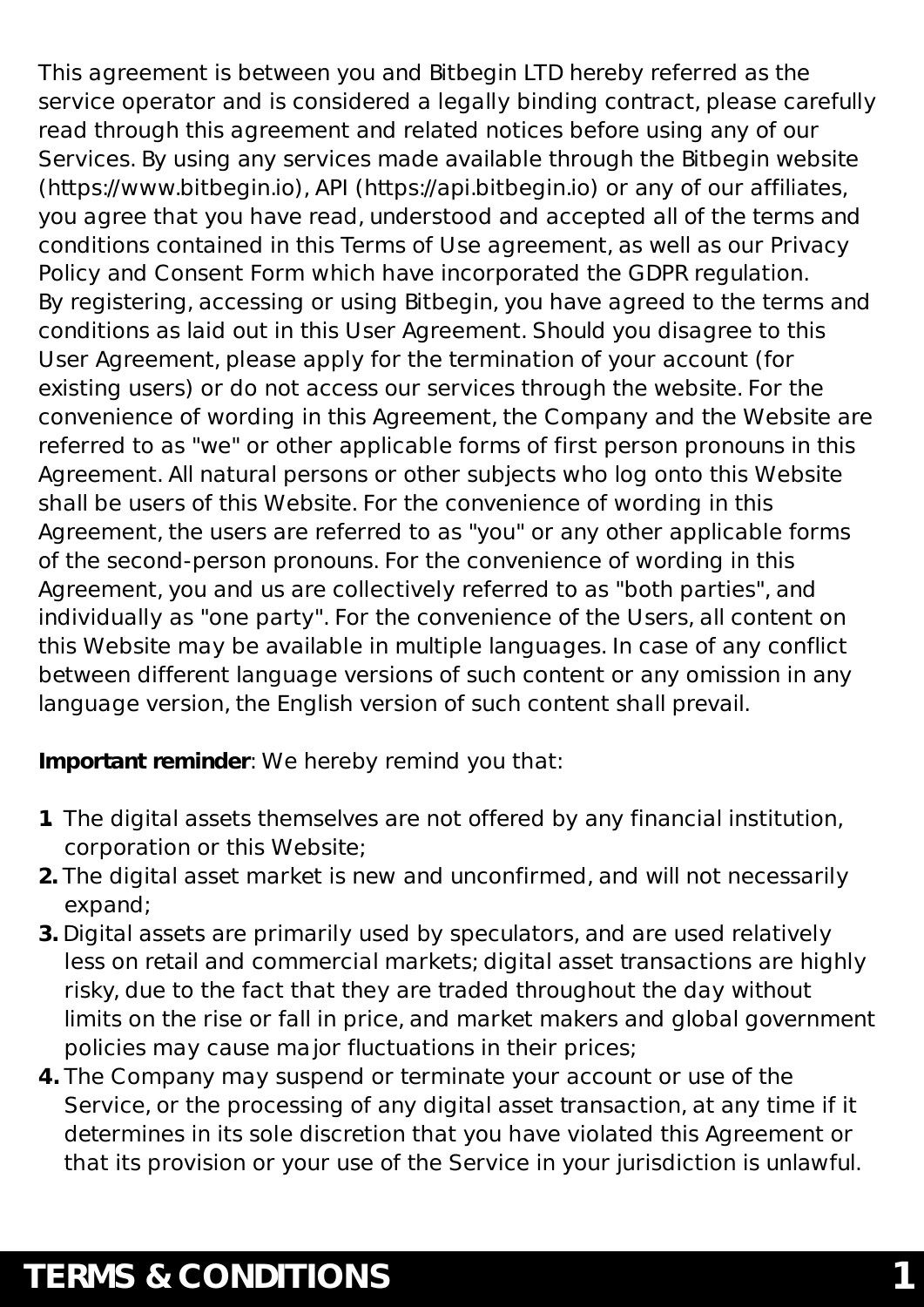This agreement is between you and Bitbegin LTD hereby referred as the service operator and is considered a legally binding contract, please carefully read through this agreement and related notices before using any of our Services. By using any services made available through the Bitbegin website (https://www.bitbegin.io), API (https://api.bitbegin.io) or any of our affiliates, you agree that you have read, understood and accepted all of the terms and conditions contained in this Terms of Use agreement, as well as our Privacy Policy and Consent Form which have incorporated the GDPR regulation.
By registering, accessing or using Bitbegin, you have agreed to the terms and conditions as laid out in this User Agreement. Should you disagree to this User Agreement, please apply for the termination of your account (for existing users) or do not access our services through the website. For the convenience of wording in this Agreement, the Company and the Website are referred to as "we" or other applicable forms of first person pronouns in this Agreement. All natural persons or other subjects who log onto this Website shall be users of this Website. For the convenience of wording in this Agreement, the users are referred to as "you" or any other applicable forms of the second-person pronouns. For the convenience of wording in this Agreement, you and us are collectively referred to as "both parties", and individually as "one party". For the convenience of the Users, all content on this Website may be available in multiple languages. In case of any conflict between different language versions of such content or any omission in any language version, the English version of such content shall prevail.

**Important reminder**: We hereby remind you that:

1. The digital assets themselves are not offered by any financial institution, corporation or this Website;
2. The digital asset market is new and unconfirmed, and will not necessarily expand;
3. Digital assets are primarily used by speculators, and are used relatively less on retail and commercial markets; digital asset transactions are highly risky, due to the fact that they are traded throughout the day without limits on the rise or fall in price, and market makers and global government policies may cause major fluctuations in their prices;
4. The Company may suspend or terminate your account or use of the Service, or the processing of any digital asset transaction, at any time if it determines in its sole discretion that you have violated this Agreement or that its provision or your use of the Service in your jurisdiction is unlawful.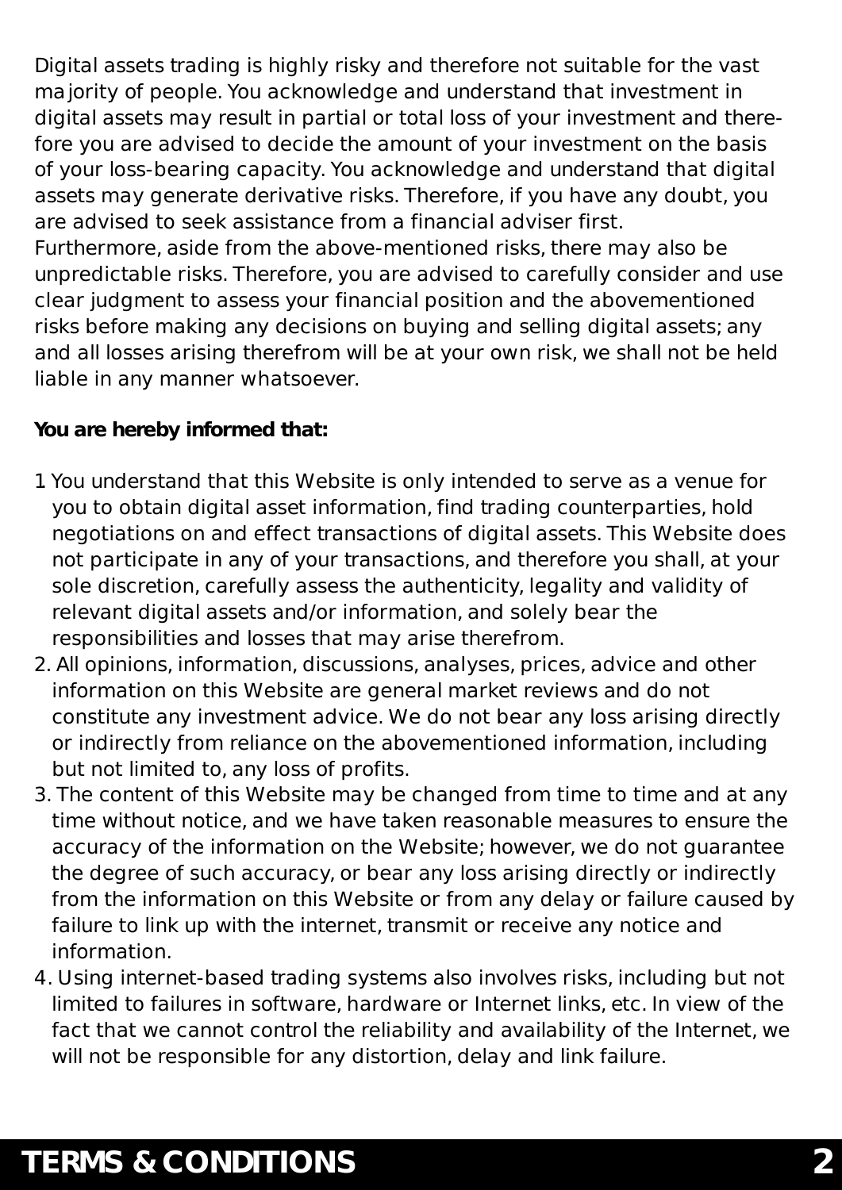Digital assets trading is highly risky and therefore not suitable for the vast majority of people. You acknowledge and understand that investment in digital assets may result in partial or total loss of your investment and therefore you are advised to decide the amount of your investment on the basis of your loss-bearing capacity. You acknowledge and understand that digital assets may generate derivative risks. Therefore, if you have any doubt, you are advised to seek assistance from a financial adviser first.
Furthermore, aside from the above-mentioned risks, there may also be unpredictable risks. Therefore, you are advised to carefully consider and use clear judgment to assess your financial position and the abovementioned risks before making any decisions on buying and selling digital assets; any and all losses arising therefrom will be at your own risk, we shall not be held liable in any manner whatsoever.

**You are hereby informed that:**

1 You understand that this Website is only intended to serve as a venue for you to obtain digital asset information, find trading counterparties, hold negotiations on and effect transactions of digital assets. This Website does not participate in any of your transactions, and therefore you shall, at your sole discretion, carefully assess the authenticity, legality and validity of relevant digital assets and/or information, and solely bear the responsibilities and losses that may arise therefrom.

2. All opinions, information, discussions, analyses, prices, advice and other information on this Website are general market reviews and do not constitute any investment advice. We do not bear any loss arising directly or indirectly from reliance on the abovementioned information, including but not limited to, any loss of profits.

3. The content of this Website may be changed from time to time and at any time without notice, and we have taken reasonable measures to ensure the accuracy of the information on the Website; however, we do not guarantee the degree of such accuracy, or bear any loss arising directly or indirectly from the information on this Website or from any delay or failure caused by failure to link up with the internet, transmit or receive any notice and information.

4. Using internet-based trading systems also involves risks, including but not limited to failures in software, hardware or Internet links, etc. In view of the fact that we cannot control the reliability and availability of the Internet, we will not be responsible for any distortion, delay and link failure.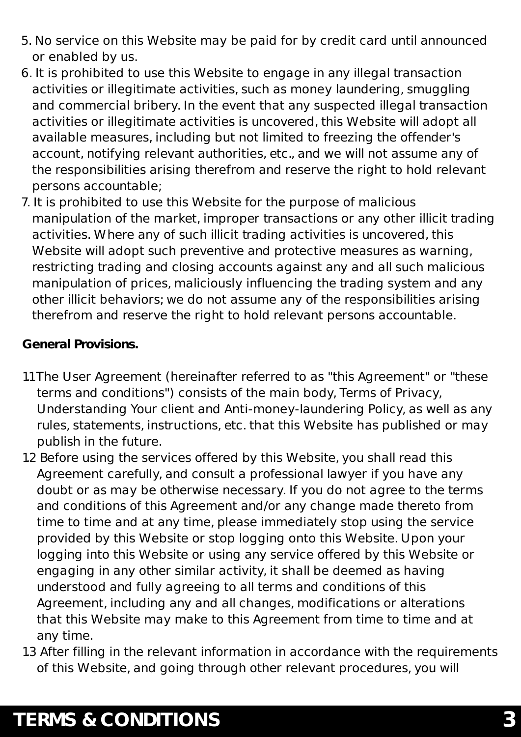5. No service on this Website may be paid for by credit card until announced or enabled by us.
6. It is prohibited to use this Website to engage in any illegal transaction activities or illegitimate activities, such as money laundering, smuggling and commercial bribery. In the event that any suspected illegal transaction activities or illegitimate activities is uncovered, this Website will adopt all available measures, including but not limited to freezing the offender's account, notifying relevant authorities, etc., and we will not assume any of the responsibilities arising therefrom and reserve the right to hold relevant persons accountable;
7. It is prohibited to use this Website for the purpose of malicious manipulation of the market, improper transactions or any other illicit trading activities. Where any of such illicit trading activities is uncovered, this Website will adopt such preventive and protective measures as warning, restricting trading and closing accounts against any and all such malicious manipulation of prices, maliciously influencing the trading system and any other illicit behaviors; we do not assume any of the responsibilities arising therefrom and reserve the right to hold relevant persons accountable.

**General Provisions.**

11 The User Agreement (hereinafter referred to as "this Agreement" or "these terms and conditions") consists of the main body, Terms of Privacy, Understanding Your client and Anti-money-laundering Policy, as well as any rules, statements, instructions, etc. that this Website has published or may publish in the future.

12 Before using the services offered by this Website, you shall read this Agreement carefully, and consult a professional lawyer if you have any doubt or as may be otherwise necessary. If you do not agree to the terms and conditions of this Agreement and/or any change made thereto from time to time and at any time, please immediately stop using the service provided by this Website or stop logging onto this Website. Upon your logging into this Website or using any service offered by this Website or engaging in any other similar activity, it shall be deemed as having understood and fully agreeing to all terms and conditions of this Agreement, including any and all changes, modifications or alterations that this Website may make to this Agreement from time to time and at any time.

13 After filling in the relevant information in accordance with the requirements of this Website, and going through other relevant procedures, you will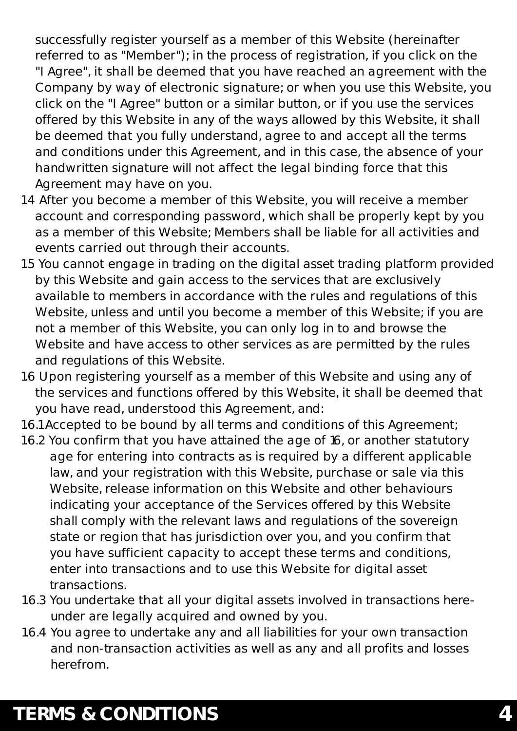successfully register yourself as a member of this Website (hereinafter referred to as "Member"); in the process of registration, if you click on the "I Agree", it shall be deemed that you have reached an agreement with the Company by way of electronic signature; or when you use this Website, you click on the "I Agree" button or a similar button, or if you use the services offered by this Website in any of the ways allowed by this Website, it shall be deemed that you fully understand, agree to and accept all the terms and conditions under this Agreement, and in this case, the absence of your handwritten signature will not affect the legal binding force that this Agreement may have on you.

14 After you become a member of this Website, you will receive a member account and corresponding password, which shall be properly kept by you as a member of this Website; Members shall be liable for all activities and events carried out through their accounts.

15 You cannot engage in trading on the digital asset trading platform provided by this Website and gain access to the services that are exclusively available to members in accordance with the rules and regulations of this Website, unless and until you become a member of this Website; if you are not a member of this Website, you can only log in to and browse the Website and have access to other services as are permitted by the rules and regulations of this Website.

16 Upon registering yourself as a member of this Website and using any of the services and functions offered by this Website, it shall be deemed that you have read, understood this Agreement, and:

16.1 Accepted to be bound by all terms and conditions of this Agreement;

16.2 You confirm that you have attained the age of 16, or another statutory age for entering into contracts as is required by a different applicable law, and your registration with this Website, purchase or sale via this Website, release information on this Website and other behaviours indicating your acceptance of the Services offered by this Website shall comply with the relevant laws and regulations of the sovereign state or region that has jurisdiction over you, and you confirm that you have sufficient capacity to accept these terms and conditions, enter into transactions and to use this Website for digital asset transactions.

16.3 You undertake that all your digital assets involved in transactions hereunder are legally acquired and owned by you.

16.4 You agree to undertake any and all liabilities for your own transaction and non-transaction activities as well as any and all profits and losses herefrom.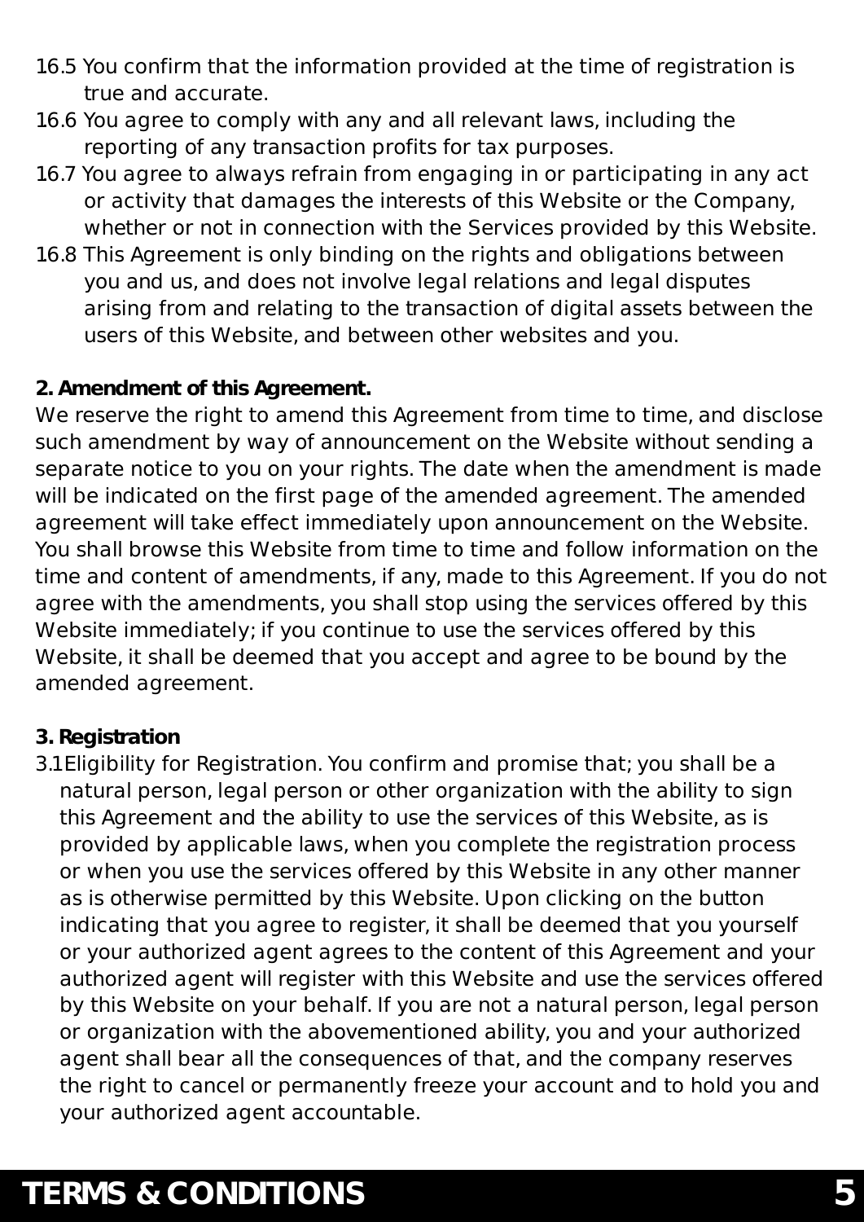16.5 You confirm that the information provided at the time of registration is true and accurate.

16.6 You agree to comply with any and all relevant laws, including the reporting of any transaction profits for tax purposes.

16.7 You agree to always refrain from engaging in or participating in any act or activity that damages the interests of this Website or the Company, whether or not in connection with the Services provided by this Website.

16.8 This Agreement is only binding on the rights and obligations between you and us, and does not involve legal relations and legal disputes arising from and relating to the transaction of digital assets between the users of this Website, and between other websites and you.

**2. Amendment of this Agreement.**

We reserve the right to amend this Agreement from time to time, and disclose such amendment by way of announcement on the Website without sending a separate notice to you on your rights. The date when the amendment is made will be indicated on the first page of the amended agreement. The amended agreement will take effect immediately upon announcement on the Website. You shall browse this Website from time to time and follow information on the time and content of amendments, if any, made to this Agreement. If you do not agree with the amendments, you shall stop using the services offered by this Website immediately; if you continue to use the services offered by this Website, it shall be deemed that you accept and agree to be bound by the amended agreement.

**3. Registration**

3.1Eligibility for Registration. You confirm and promise that; you shall be a natural person, legal person or other organization with the ability to sign this Agreement and the ability to use the services of this Website, as is provided by applicable laws, when you complete the registration process or when you use the services offered by this Website in any other manner as is otherwise permitted by this Website. Upon clicking on the button indicating that you agree to register, it shall be deemed that you yourself or your authorized agent agrees to the content of this Agreement and your authorized agent will register with this Website and use the services offered by this Website on your behalf. If you are not a natural person, legal person or organization with the abovementioned ability, you and your authorized agent shall bear all the consequences of that, and the company reserves the right to cancel or permanently freeze your account and to hold you and your authorized agent accountable.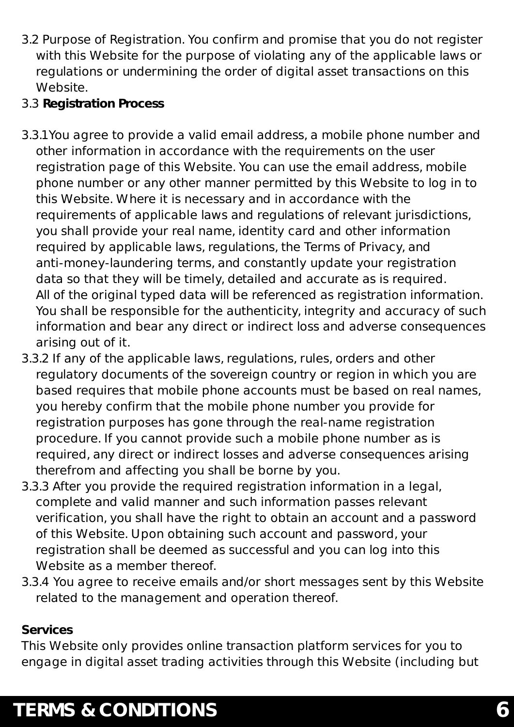3.2 Purpose of Registration. You confirm and promise that you do not register with this Website for the purpose of violating any of the applicable laws or regulations or undermining the order of digital asset transactions on this Website.

3.3 **Registration Process**

3.3.1You agree to provide a valid email address, a mobile phone number and other information in accordance with the requirements on the user registration page of this Website. You can use the email address, mobile phone number or any other manner permitted by this Website to log in to this Website. Where it is necessary and in accordance with the requirements of applicable laws and regulations of relevant jurisdictions, you shall provide your real name, identity card and other information required by applicable laws, regulations, the Terms of Privacy, and anti-money-laundering terms, and constantly update your registration data so that they will be timely, detailed and accurate as is required. All of the original typed data will be referenced as registration information. You shall be responsible for the authenticity, integrity and accuracy of such information and bear any direct or indirect loss and adverse consequences arising out of it.

3.3.2 If any of the applicable laws, regulations, rules, orders and other regulatory documents of the sovereign country or region in which you are based requires that mobile phone accounts must be based on real names, you hereby confirm that the mobile phone number you provide for registration purposes has gone through the real-name registration procedure. If you cannot provide such a mobile phone number as is required, any direct or indirect losses and adverse consequences arising therefrom and affecting you shall be borne by you.

3.3.3 After you provide the required registration information in a legal, complete and valid manner and such information passes relevant verification, you shall have the right to obtain an account and a password of this Website. Upon obtaining such account and password, your registration shall be deemed as successful and you can log into this Website as a member thereof.

3.3.4 You agree to receive emails and/or short messages sent by this Website related to the management and operation thereof.

**Services**

This Website only provides online transaction platform services for you to engage in digital asset trading activities through this Website (including but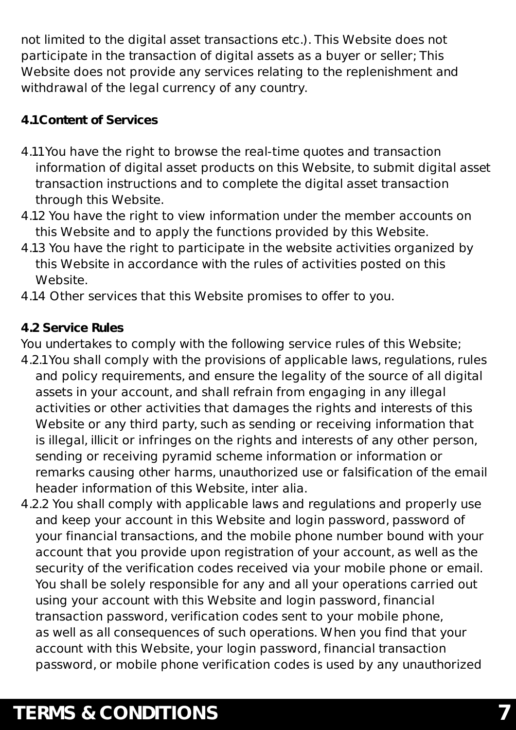not limited to the digital asset transactions etc.). This Website does not participate in the transaction of digital assets as a buyer or seller; This Website does not provide any services relating to the replenishment and withdrawal of the legal currency of any country.

**4.1Content of Services**

4.1.1You have the right to browse the real-time quotes and transaction information of digital asset products on this Website, to submit digital asset transaction instructions and to complete the digital asset transaction through this Website.

4.1.2 You have the right to view information under the member accounts on this Website and to apply the functions provided by this Website.

4.1.3 You have the right to participate in the website activities organized by this Website in accordance with the rules of activities posted on this Website.

4.1.4 Other services that this Website promises to offer to you.

**4.2 Service Rules**

You undertakes to comply with the following service rules of this Website;

4.2.1You shall comply with the provisions of applicable laws, regulations, rules and policy requirements, and ensure the legality of the source of all digital assets in your account, and shall refrain from engaging in any illegal activities or other activities that damages the rights and interests of this Website or any third party, such as sending or receiving information that is illegal, illicit or infringes on the rights and interests of any other person, sending or receiving pyramid scheme information or information or remarks causing other harms, unauthorized use or falsification of the email header information of this Website, inter alia.

4.2.2 You shall comply with applicable laws and regulations and properly use and keep your account in this Website and login password, password of your financial transactions, and the mobile phone number bound with your account that you provide upon registration of your account, as well as the security of the verification codes received via your mobile phone or email. You shall be solely responsible for any and all your operations carried out using your account with this Website and login password, financial transaction password, verification codes sent to your mobile phone, as well as all consequences of such operations. When you find that your account with this Website, your login password, financial transaction password, or mobile phone verification codes is used by any unauthorized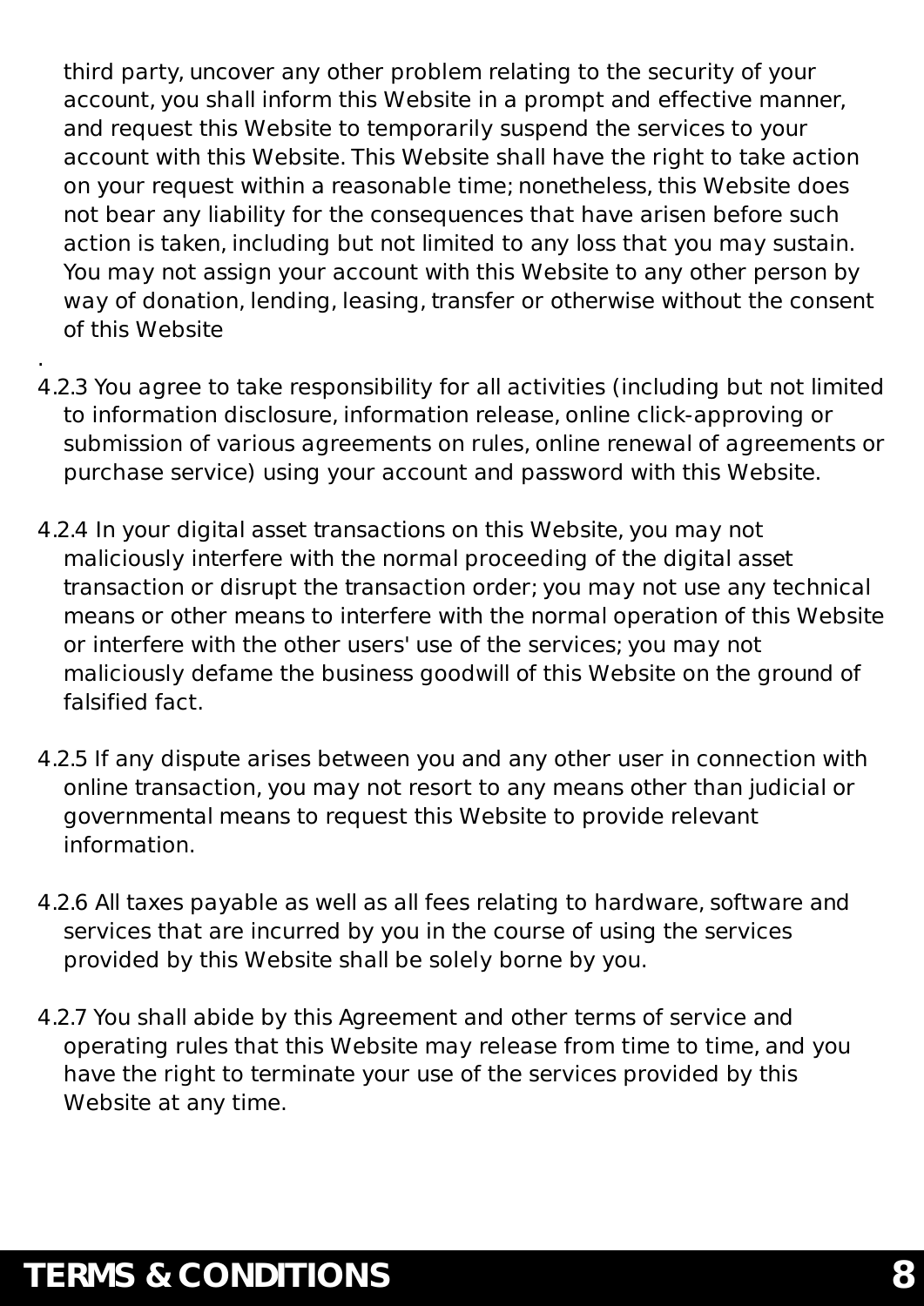third party, uncover any other problem relating to the security of your account, you shall inform this Website in a prompt and effective manner, and request this Website to temporarily suspend the services to your account with this Website. This Website shall have the right to take action on your request within a reasonable time; nonetheless, this Website does not bear any liability for the consequences that have arisen before such action is taken, including but not limited to any loss that you may sustain. You may not assign your account with this Website to any other person by way of donation, lending, leasing, transfer or otherwise without the consent of this Website
.

4.2.3 You agree to take responsibility for all activities (including but not limited to information disclosure, information release, online click-approving or submission of various agreements on rules, online renewal of agreements or purchase service) using your account and password with this Website.

4.2.4 In your digital asset transactions on this Website, you may not maliciously interfere with the normal proceeding of the digital asset transaction or disrupt the transaction order; you may not use any technical means or other means to interfere with the normal operation of this Website or interfere with the other users' use of the services; you may not maliciously defame the business goodwill of this Website on the ground of falsified fact.

4.2.5 If any dispute arises between you and any other user in connection with online transaction, you may not resort to any means other than judicial or governmental means to request this Website to provide relevant information.

4.2.6 All taxes payable as well as all fees relating to hardware, software and services that are incurred by you in the course of using the services provided by this Website shall be solely borne by you.

4.2.7 You shall abide by this Agreement and other terms of service and operating rules that this Website may release from time to time, and you have the right to terminate your use of the services provided by this Website at any time.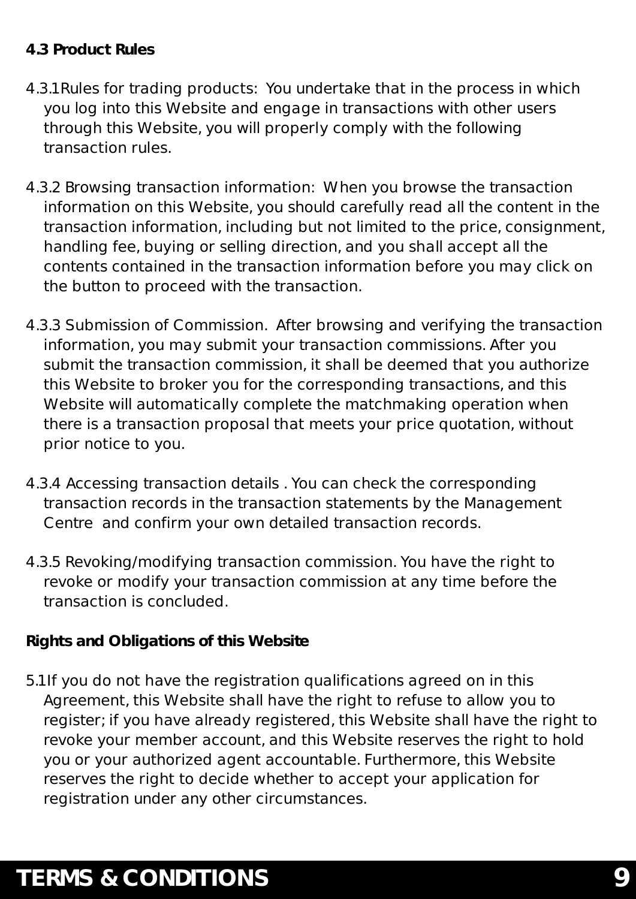**4.3 Product Rules**

4.3.1Rules for trading products:  You undertake that in the process in which you log into this Website and engage in transactions with other users through this Website, you will properly comply with the following transaction rules.

4.3.2 Browsing transaction information:  When you browse the transaction information on this Website, you should carefully read all the content in the transaction information, including but not limited to the price, consignment, handling fee, buying or selling direction, and you shall accept all the contents contained in the transaction information before you may click on the button to proceed with the transaction.

4.3.3 Submission of Commission.  After browsing and verifying the transaction information, you may submit your transaction commissions. After you submit the transaction commission, it shall be deemed that you authorize this Website to broker you for the corresponding transactions, and this Website will automatically complete the matchmaking operation when there is a transaction proposal that meets your price quotation, without prior notice to you.

4.3.4 Accessing transaction details . You can check the corresponding transaction records in the transaction statements by the Management Centre  and confirm your own detailed transaction records.

4.3.5 Revoking/modifying transaction commission. You have the right to revoke or modify your transaction commission at any time before the transaction is concluded.

**Rights and Obligations of this Website**

5.1If you do not have the registration qualifications agreed on in this Agreement, this Website shall have the right to refuse to allow you to register; if you have already registered, this Website shall have the right to revoke your member account, and this Website reserves the right to hold you or your authorized agent accountable. Furthermore, this Website reserves the right to decide whether to accept your application for registration under any other circumstances.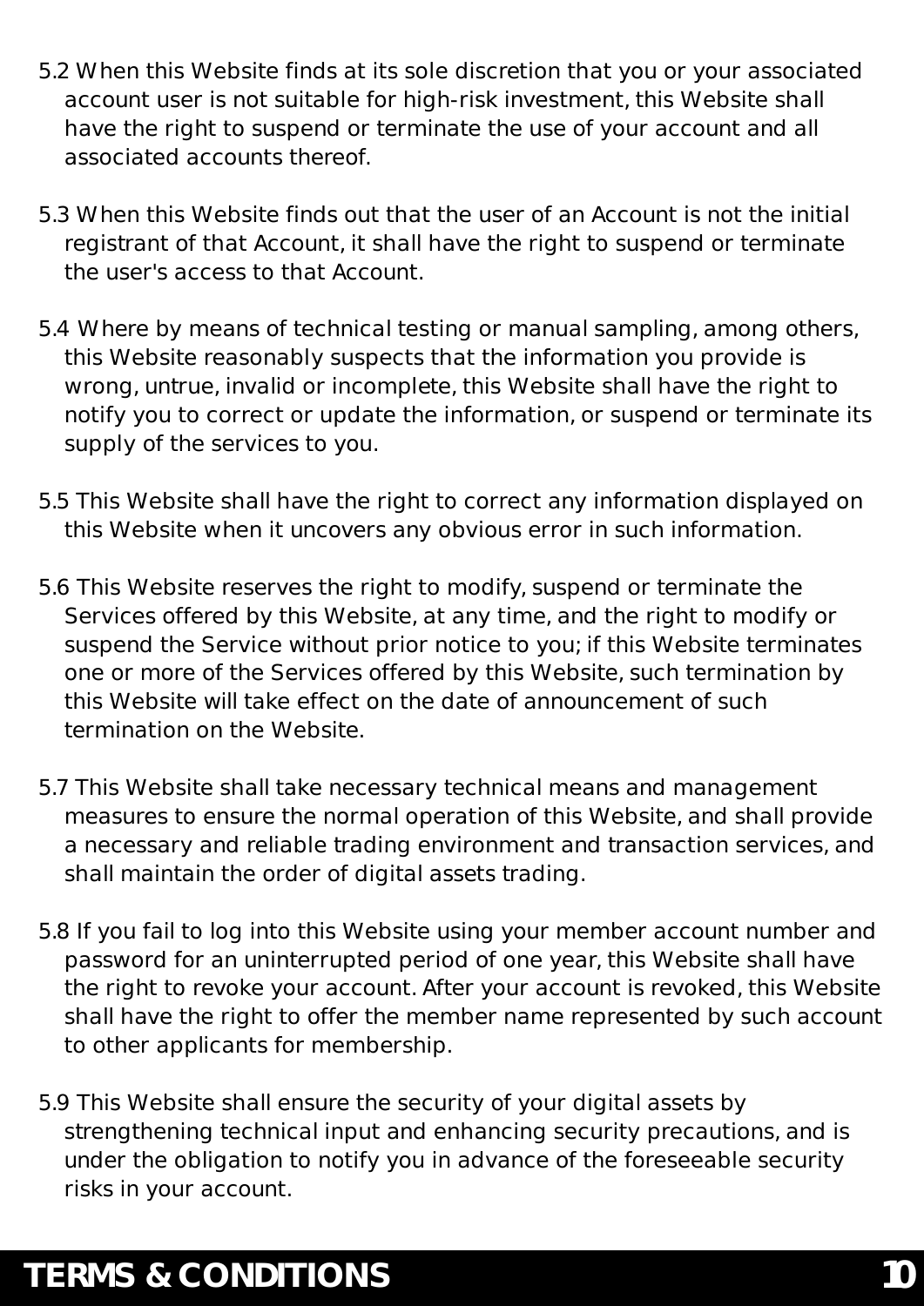5.2 When this Website finds at its sole discretion that you or your associated account user is not suitable for high-risk investment, this Website shall have the right to suspend or terminate the use of your account and all associated accounts thereof.

5.3 When this Website finds out that the user of an Account is not the initial registrant of that Account, it shall have the right to suspend or terminate the user's access to that Account.

5.4 Where by means of technical testing or manual sampling, among others, this Website reasonably suspects that the information you provide is wrong, untrue, invalid or incomplete, this Website shall have the right to notify you to correct or update the information, or suspend or terminate its supply of the services to you.

5.5 This Website shall have the right to correct any information displayed on this Website when it uncovers any obvious error in such information.

5.6 This Website reserves the right to modify, suspend or terminate the Services offered by this Website, at any time, and the right to modify or suspend the Service without prior notice to you; if this Website terminates one or more of the Services offered by this Website, such termination by this Website will take effect on the date of announcement of such termination on the Website.

5.7 This Website shall take necessary technical means and management measures to ensure the normal operation of this Website, and shall provide a necessary and reliable trading environment and transaction services, and shall maintain the order of digital assets trading.

5.8 If you fail to log into this Website using your member account number and password for an uninterrupted period of one year, this Website shall have the right to revoke your account. After your account is revoked, this Website shall have the right to offer the member name represented by such account to other applicants for membership.

5.9 This Website shall ensure the security of your digital assets by strengthening technical input and enhancing security precautions, and is under the obligation to notify you in advance of the foreseeable security risks in your account.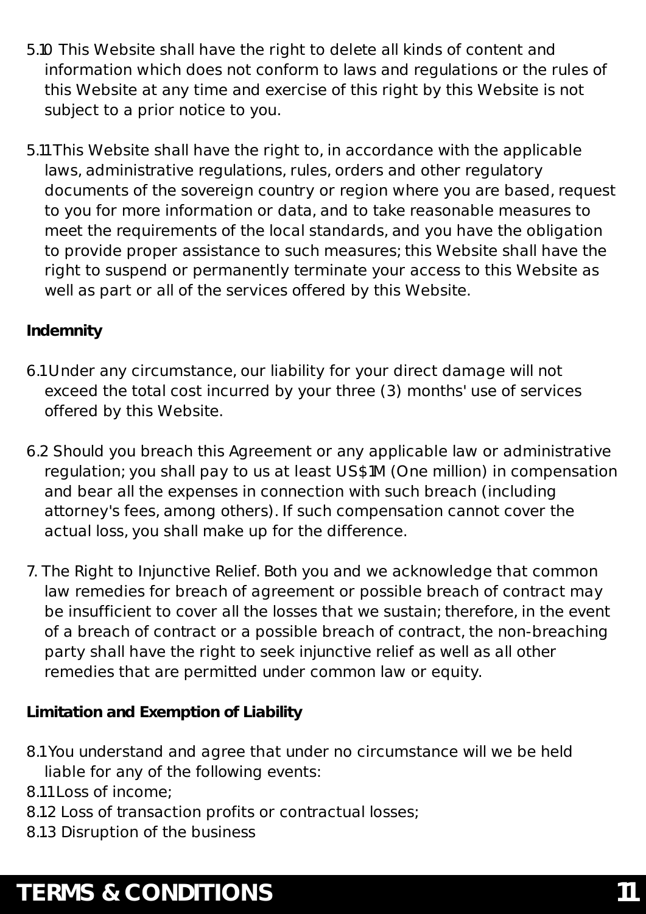5.10 This Website shall have the right to delete all kinds of content and information which does not conform to laws and regulations or the rules of this Website at any time and exercise of this right by this Website is not subject to a prior notice to you.

5.11 This Website shall have the right to, in accordance with the applicable laws, administrative regulations, rules, orders and other regulatory documents of the sovereign country or region where you are based, request to you for more information or data, and to take reasonable measures to meet the requirements of the local standards, and you have the obligation to provide proper assistance to such measures; this Website shall have the right to suspend or permanently terminate your access to this Website as well as part or all of the services offered by this Website.

**Indemnity**

6.1 Under any circumstance, our liability for your direct damage will not exceed the total cost incurred by your three (3) months' use of services offered by this Website.

6.2 Should you breach this Agreement or any applicable law or administrative regulation; you shall pay to us at least US$1M (One million) in compensation and bear all the expenses in connection with such breach (including attorney's fees, among others). If such compensation cannot cover the actual loss, you shall make up for the difference.

7. The Right to Injunctive Relief. Both you and we acknowledge that common law remedies for breach of agreement or possible breach of contract may be insufficient to cover all the losses that we sustain; therefore, in the event of a breach of contract or a possible breach of contract, the non-breaching party shall have the right to seek injunctive relief as well as all other remedies that are permitted under common law or equity.

**Limitation and Exemption of Liability**

8.1 You understand and agree that under no circumstance will we be held liable for any of the following events:

8.11 Loss of income;

8.12 Loss of transaction profits or contractual losses;

8.13 Disruption of the business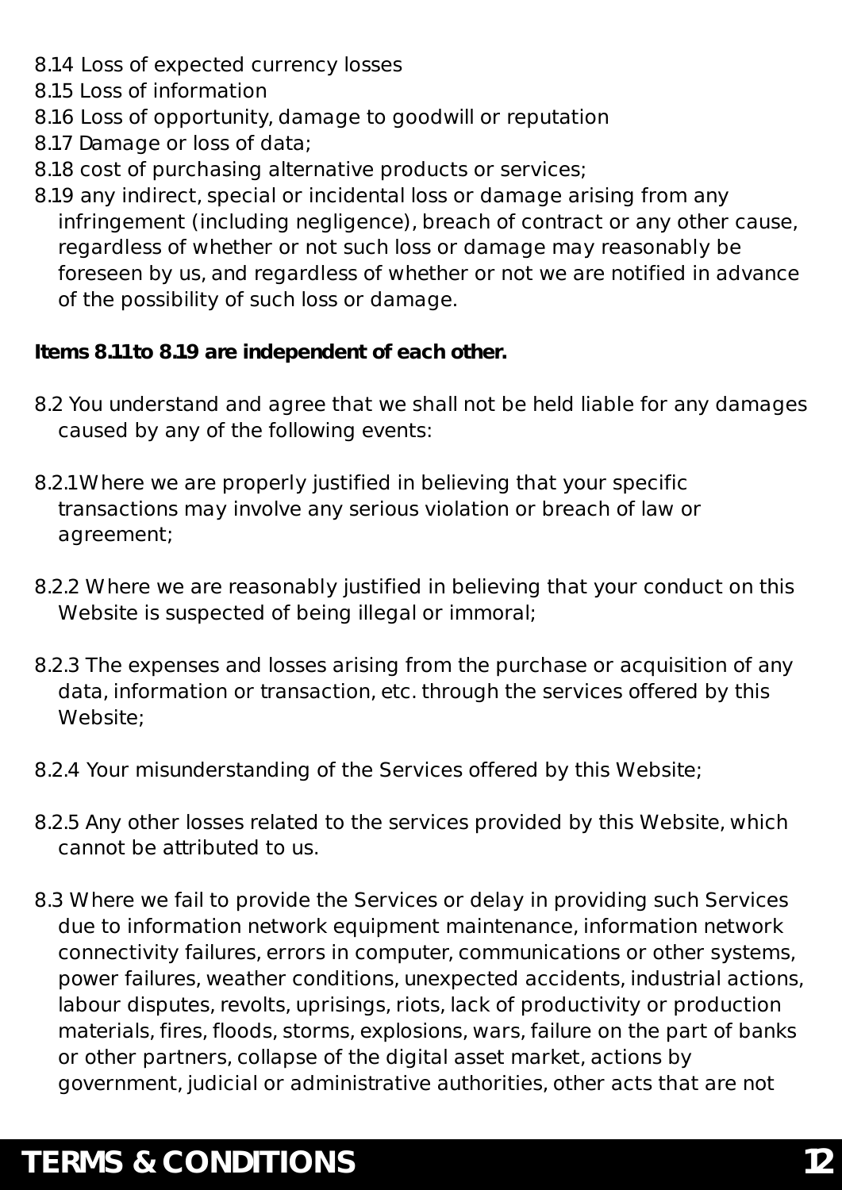8.14 Loss of expected currency losses
8.15 Loss of information
8.16 Loss of opportunity, damage to goodwill or reputation
8.17 Damage or loss of data;
8.18 cost of purchasing alternative products or services;
8.19 any indirect, special or incidental loss or damage arising from any infringement (including negligence), breach of contract or any other cause, regardless of whether or not such loss or damage may reasonably be foreseen by us, and regardless of whether or not we are notified in advance of the possibility of such loss or damage.

**Items 8.11 to 8.19 are independent of each other.**

8.2 You understand and agree that we shall not be held liable for any damages caused by any of the following events:

8.2.1 Where we are properly justified in believing that your specific transactions may involve any serious violation or breach of law or agreement;

8.2.2 Where we are reasonably justified in believing that your conduct on this Website is suspected of being illegal or immoral;

8.2.3 The expenses and losses arising from the purchase or acquisition of any data, information or transaction, etc. through the services offered by this Website;

8.2.4 Your misunderstanding of the Services offered by this Website;

8.2.5 Any other losses related to the services provided by this Website, which cannot be attributed to us.

8.3 Where we fail to provide the Services or delay in providing such Services due to information network equipment maintenance, information network connectivity failures, errors in computer, communications or other systems, power failures, weather conditions, unexpected accidents, industrial actions, labour disputes, revolts, uprisings, riots, lack of productivity or production materials, fires, floods, storms, explosions, wars, failure on the part of banks or other partners, collapse of the digital asset market, actions by government, judicial or administrative authorities, other acts that are not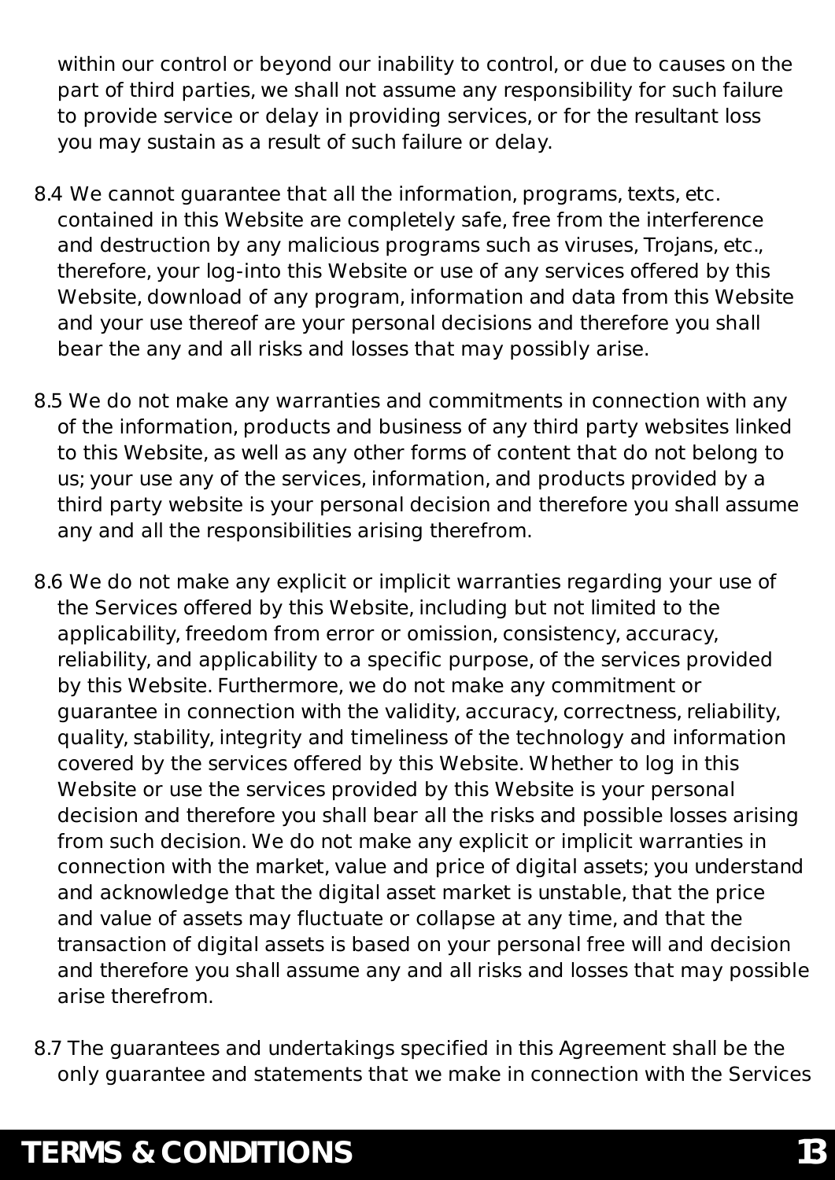within our control or beyond our inability to control, or due to causes on the part of third parties, we shall not assume any responsibility for such failure to provide service or delay in providing services, or for the resultant loss you may sustain as a result of such failure or delay.

8.4 We cannot guarantee that all the information, programs, texts, etc. contained in this Website are completely safe, free from the interference and destruction by any malicious programs such as viruses, Trojans, etc., therefore, your log-into this Website or use of any services offered by this Website, download of any program, information and data from this Website and your use thereof are your personal decisions and therefore you shall bear the any and all risks and losses that may possibly arise.

8.5 We do not make any warranties and commitments in connection with any of the information, products and business of any third party websites linked to this Website, as well as any other forms of content that do not belong to us; your use any of the services, information, and products provided by a third party website is your personal decision and therefore you shall assume any and all the responsibilities arising therefrom.

8.6 We do not make any explicit or implicit warranties regarding your use of the Services offered by this Website, including but not limited to the applicability, freedom from error or omission, consistency, accuracy, reliability, and applicability to a specific purpose, of the services provided by this Website. Furthermore, we do not make any commitment or guarantee in connection with the validity, accuracy, correctness, reliability, quality, stability, integrity and timeliness of the technology and information covered by the services offered by this Website. Whether to log in this Website or use the services provided by this Website is your personal decision and therefore you shall bear all the risks and possible losses arising from such decision. We do not make any explicit or implicit warranties in connection with the market, value and price of digital assets; you understand and acknowledge that the digital asset market is unstable, that the price and value of assets may fluctuate or collapse at any time, and that the transaction of digital assets is based on your personal free will and decision and therefore you shall assume any and all risks and losses that may possible arise therefrom.

8.7 The guarantees and undertakings specified in this Agreement shall be the only guarantee and statements that we make in connection with the Services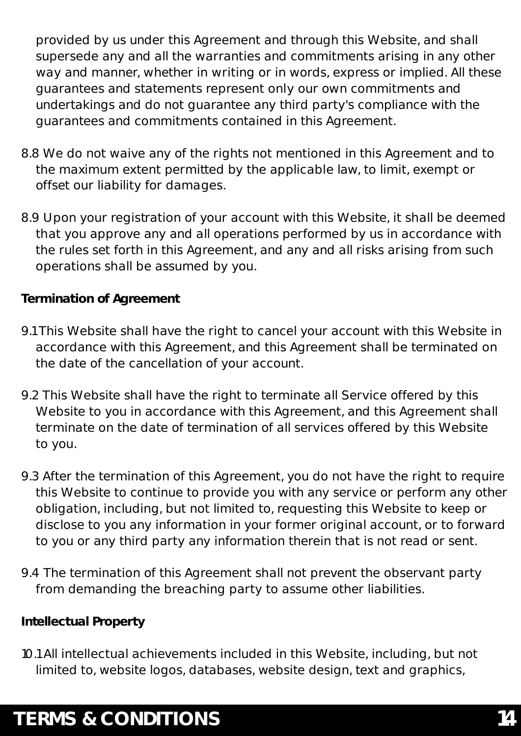provided by us under this Agreement and through this Website, and shall supersede any and all the warranties and commitments arising in any other way and manner, whether in writing or in words, express or implied. All these guarantees and statements represent only our own commitments and undertakings and do not guarantee any third party's compliance with the guarantees and commitments contained in this Agreement.

8.8 We do not waive any of the rights not mentioned in this Agreement and to the maximum extent permitted by the applicable law, to limit, exempt or offset our liability for damages.

8.9 Upon your registration of your account with this Website, it shall be deemed that you approve any and all operations performed by us in accordance with the rules set forth in this Agreement, and any and all risks arising from such operations shall be assumed by you.

**Termination of Agreement**

9.1This Website shall have the right to cancel your account with this Website in accordance with this Agreement, and this Agreement shall be terminated on the date of the cancellation of your account.

9.2 This Website shall have the right to terminate all Service offered by this Website to you in accordance with this Agreement, and this Agreement shall terminate on the date of termination of all services offered by this Website to you.

9.3 After the termination of this Agreement, you do not have the right to require this Website to continue to provide you with any service or perform any other obligation, including, but not limited to, requesting this Website to keep or disclose to you any information in your former original account, or to forward to you or any third party any information therein that is not read or sent.

9.4 The termination of this Agreement shall not prevent the observant party from demanding the breaching party to assume other liabilities.

**Intellectual Property**

10.1All intellectual achievements included in this Website, including, but not limited to, website logos, databases, website design, text and graphics,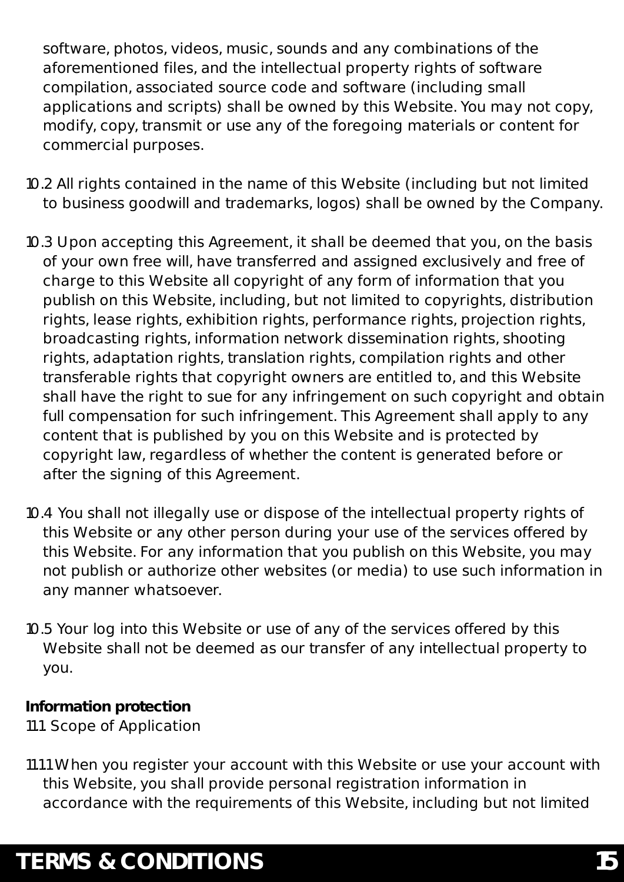software, photos, videos, music, sounds and any combinations of the aforementioned files, and the intellectual property rights of software compilation, associated source code and software (including small applications and scripts) shall be owned by this Website. You may not copy, modify, copy, transmit or use any of the foregoing materials or content for commercial purposes.

10.2 All rights contained in the name of this Website (including but not limited to business goodwill and trademarks, logos) shall be owned by the Company.

10.3 Upon accepting this Agreement, it shall be deemed that you, on the basis of your own free will, have transferred and assigned exclusively and free of charge to this Website all copyright of any form of information that you publish on this Website, including, but not limited to copyrights, distribution rights, lease rights, exhibition rights, performance rights, projection rights, broadcasting rights, information network dissemination rights, shooting rights, adaptation rights, translation rights, compilation rights and other transferable rights that copyright owners are entitled to, and this Website shall have the right to sue for any infringement on such copyright and obtain full compensation for such infringement. This Agreement shall apply to any content that is published by you on this Website and is protected by copyright law, regardless of whether the content is generated before or after the signing of this Agreement.

10.4 You shall not illegally use or dispose of the intellectual property rights of this Website or any other person during your use of the services offered by this Website. For any information that you publish on this Website, you may not publish or authorize other websites (or media) to use such information in any manner whatsoever.

10.5 Your log into this Website or use of any of the services offered by this Website shall not be deemed as our transfer of any intellectual property to you.

**Information protection**

11.1 Scope of Application

11.1.1 When you register your account with this Website or use your account with this Website, you shall provide personal registration information in accordance with the requirements of this Website, including but not limited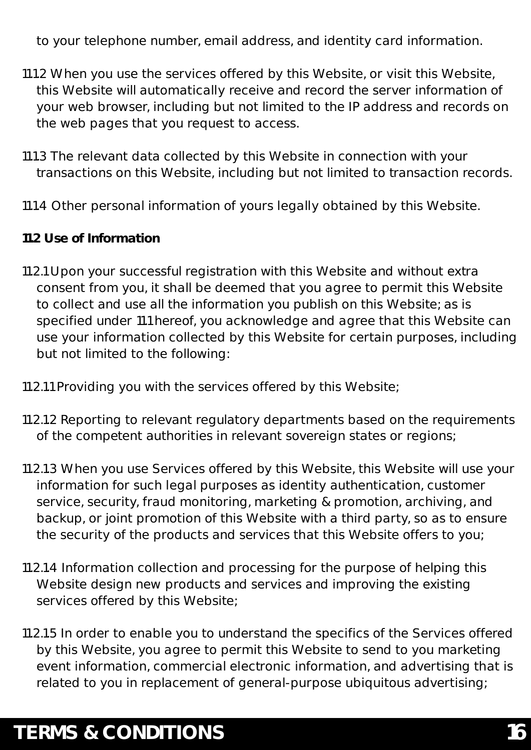to your telephone number, email address, and identity card information.

11.1.2 When you use the services offered by this Website, or visit this Website, this Website will automatically receive and record the server information of your web browser, including but not limited to the IP address and records on the web pages that you request to access.

11.1.3 The relevant data collected by this Website in connection with your transactions on this Website, including but not limited to transaction records.

11.1.4 Other personal information of yours legally obtained by this Website.

**11.2 Use of Information**

11.2.1 Upon your successful registration with this Website and without extra consent from you, it shall be deemed that you agree to permit this Website to collect and use all the information you publish on this Website; as is specified under 11.1 hereof, you acknowledge and agree that this Website can use your information collected by this Website for certain purposes, including but not limited to the following:

11.2.1.1 Providing you with the services offered by this Website;

11.2.1.2 Reporting to relevant regulatory departments based on the requirements of the competent authorities in relevant sovereign states or regions;

11.2.1.3 When you use Services offered by this Website, this Website will use your information for such legal purposes as identity authentication, customer service, security, fraud monitoring, marketing & promotion, archiving, and backup, or joint promotion of this Website with a third party, so as to ensure the security of the products and services that this Website offers to you;

11.2.1.4 Information collection and processing for the purpose of helping this Website design new products and services and improving the existing services offered by this Website;

11.2.1.5 In order to enable you to understand the specifics of the Services offered by this Website, you agree to permit this Website to send to you marketing event information, commercial electronic information, and advertising that is related to you in replacement of general-purpose ubiquitous advertising;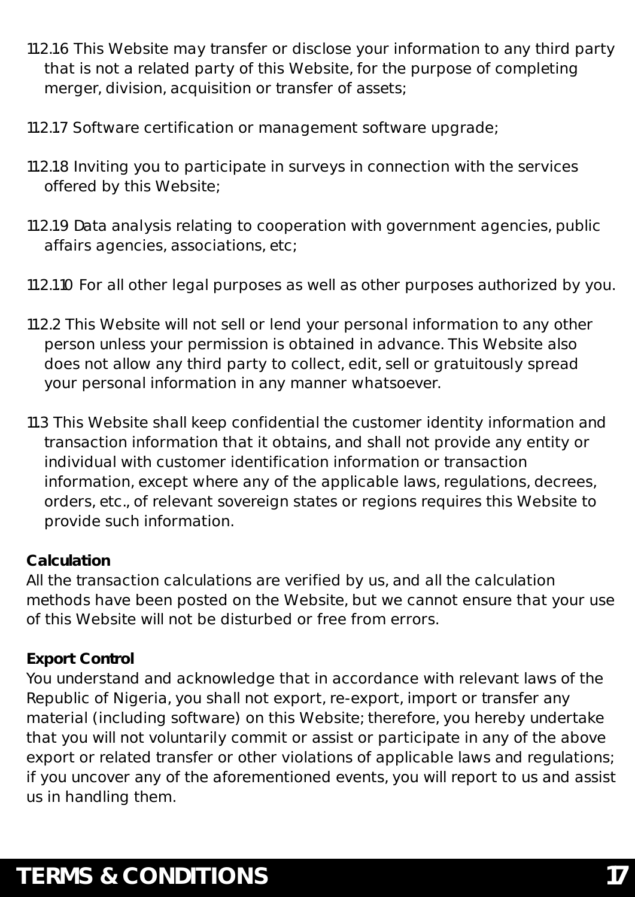11.2.1.6 This Website may transfer or disclose your information to any third party that is not a related party of this Website, for the purpose of completing merger, division, acquisition or transfer of assets;

11.2.1.7 Software certification or management software upgrade;

11.2.1.8 Inviting you to participate in surveys in connection with the services offered by this Website;

11.2.1.9 Data analysis relating to cooperation with government agencies, public affairs agencies, associations, etc;

11.2.1.10 For all other legal purposes as well as other purposes authorized by you.

11.2.2 This Website will not sell or lend your personal information to any other person unless your permission is obtained in advance. This Website also does not allow any third party to collect, edit, sell or gratuitously spread your personal information in any manner whatsoever.

11.3 This Website shall keep confidential the customer identity information and transaction information that it obtains, and shall not provide any entity or individual with customer identification information or transaction information, except where any of the applicable laws, regulations, decrees, orders, etc., of relevant sovereign states or regions requires this Website to provide such information.

**Calculation**
All the transaction calculations are verified by us, and all the calculation methods have been posted on the Website, but we cannot ensure that your use of this Website will not be disturbed or free from errors.

**Export Control**
You understand and acknowledge that in accordance with relevant laws of the Republic of Nigeria, you shall not export, re-export, import or transfer any material (including software) on this Website; therefore, you hereby undertake that you will not voluntarily commit or assist or participate in any of the above export or related transfer or other violations of applicable laws and regulations; if you uncover any of the aforementioned events, you will report to us and assist us in handling them.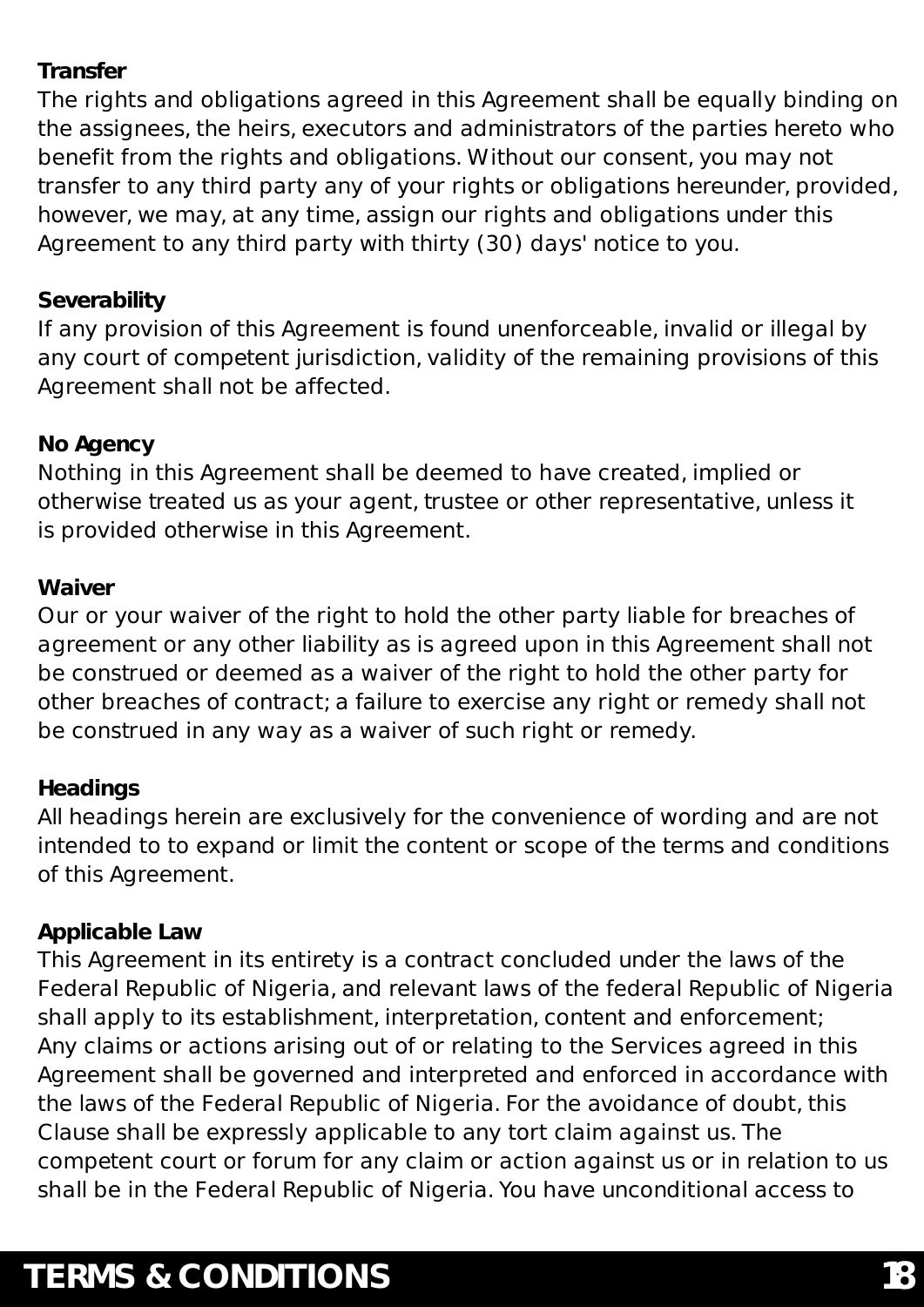**Transfer**

The rights and obligations agreed in this Agreement shall be equally binding on the assignees, the heirs, executors and administrators of the parties hereto who benefit from the rights and obligations. Without our consent, you may not transfer to any third party any of your rights or obligations hereunder, provided, however, we may, at any time, assign our rights and obligations under this Agreement to any third party with thirty (30) days' notice to you.

**Severability**

If any provision of this Agreement is found unenforceable, invalid or illegal by any court of competent jurisdiction, validity of the remaining provisions of this Agreement shall not be affected.

**No Agency**

Nothing in this Agreement shall be deemed to have created, implied or otherwise treated us as your agent, trustee or other representative, unless it is provided otherwise in this Agreement.

**Waiver**

Our or your waiver of the right to hold the other party liable for breaches of agreement or any other liability as is agreed upon in this Agreement shall not be construed or deemed as a waiver of the right to hold the other party for other breaches of contract; a failure to exercise any right or remedy shall not be construed in any way as a waiver of such right or remedy.

**Headings**

All headings herein are exclusively for the convenience of wording and are not intended to to expand or limit the content or scope of the terms and conditions of this Agreement.

**Applicable Law**

This Agreement in its entirety is a contract concluded under the laws of the Federal Republic of Nigeria, and relevant laws of the federal Republic of Nigeria shall apply to its establishment, interpretation, content and enforcement;
Any claims or actions arising out of or relating to the Services agreed in this Agreement shall be governed and interpreted and enforced in accordance with the laws of the Federal Republic of Nigeria. For the avoidance of doubt, this Clause shall be expressly applicable to any tort claim against us. The competent court or forum for any claim or action against us or in relation to us shall be in the Federal Republic of Nigeria. You have unconditional access to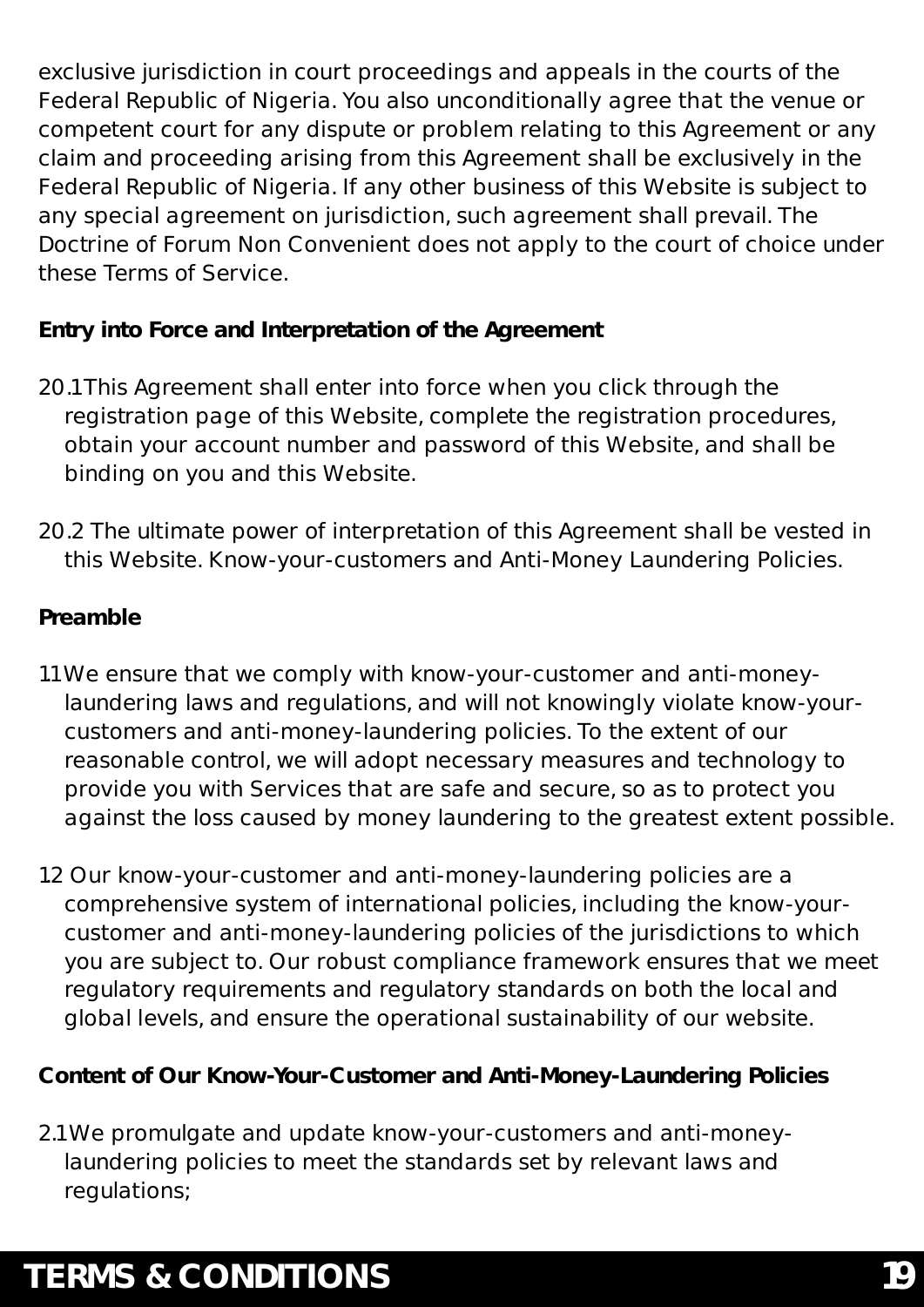exclusive jurisdiction in court proceedings and appeals in the courts of the Federal Republic of Nigeria. You also unconditionally agree that the venue or competent court for any dispute or problem relating to this Agreement or any claim and proceeding arising from this Agreement shall be exclusively in the Federal Republic of Nigeria. If any other business of this Website is subject to any special agreement on jurisdiction, such agreement shall prevail. The Doctrine of Forum Non Convenient does not apply to the court of choice under these Terms of Service.

**Entry into Force and Interpretation of the Agreement**

20.1This Agreement shall enter into force when you click through the registration page of this Website, complete the registration procedures, obtain your account number and password of this Website, and shall be binding on you and this Website.

20.2 The ultimate power of interpretation of this Agreement shall be vested in this Website. Know-your-customers and Anti-Money Laundering Policies.

**Preamble**

11We ensure that we comply with know-your-customer and anti-money-laundering laws and regulations, and will not knowingly violate know-your-customers and anti-money-laundering policies. To the extent of our reasonable control, we will adopt necessary measures and technology to provide you with Services that are safe and secure, so as to protect you against the loss caused by money laundering to the greatest extent possible.

12 Our know-your-customer and anti-money-laundering policies are a comprehensive system of international policies, including the know-your-customer and anti-money-laundering policies of the jurisdictions to which you are subject to. Our robust compliance framework ensures that we meet regulatory requirements and regulatory standards on both the local and global levels, and ensure the operational sustainability of our website.

**Content of Our Know-Your-Customer and Anti-Money-Laundering Policies**

2.1We promulgate and update know-your-customers and anti-money-laundering policies to meet the standards set by relevant laws and regulations;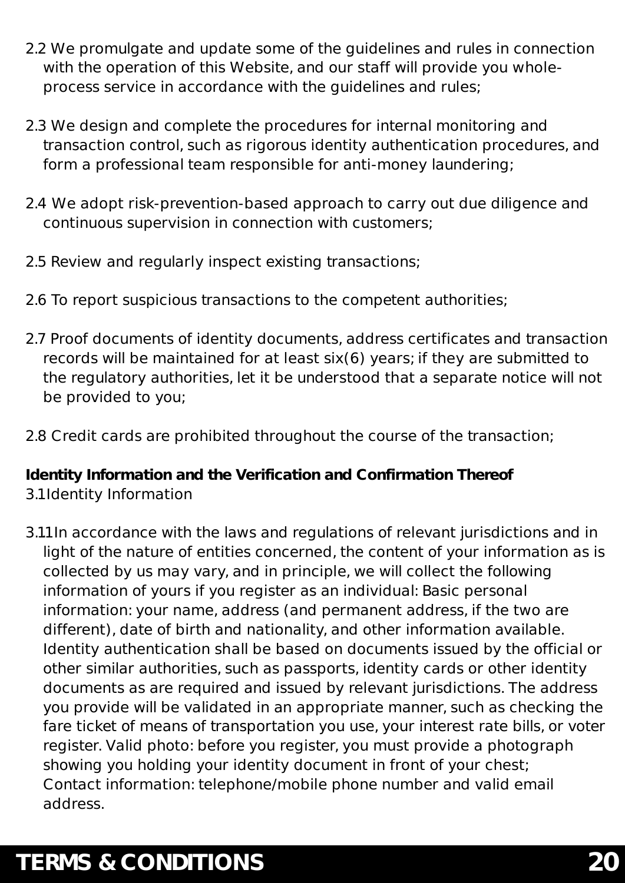2.2 We promulgate and update some of the guidelines and rules in connection with the operation of this Website, and our staff will provide you whole-process service in accordance with the guidelines and rules;

2.3 We design and complete the procedures for internal monitoring and transaction control, such as rigorous identity authentication procedures, and form a professional team responsible for anti-money laundering;

2.4 We adopt risk-prevention-based approach to carry out due diligence and continuous supervision in connection with customers;

2.5 Review and regularly inspect existing transactions;

2.6 To report suspicious transactions to the competent authorities;

2.7 Proof documents of identity documents, address certificates and transaction records will be maintained for at least six(6) years; if they are submitted to the regulatory authorities, let it be understood that a separate notice will not be provided to you;

2.8 Credit cards are prohibited throughout the course of the transaction;

**Identity Information and the Verification and Confirmation Thereof**

3.1Identity Information

3.11In accordance with the laws and regulations of relevant jurisdictions and in light of the nature of entities concerned, the content of your information as is collected by us may vary, and in principle, we will collect the following information of yours if you register as an individual: Basic personal information: your name, address (and permanent address, if the two are different), date of birth and nationality, and other information available. Identity authentication shall be based on documents issued by the official or other similar authorities, such as passports, identity cards or other identity documents as are required and issued by relevant jurisdictions. The address you provide will be validated in an appropriate manner, such as checking the fare ticket of means of transportation you use, your interest rate bills, or voter register. Valid photo: before you register, you must provide a photograph showing you holding your identity document in front of your chest; Contact information: telephone/mobile phone number and valid email address.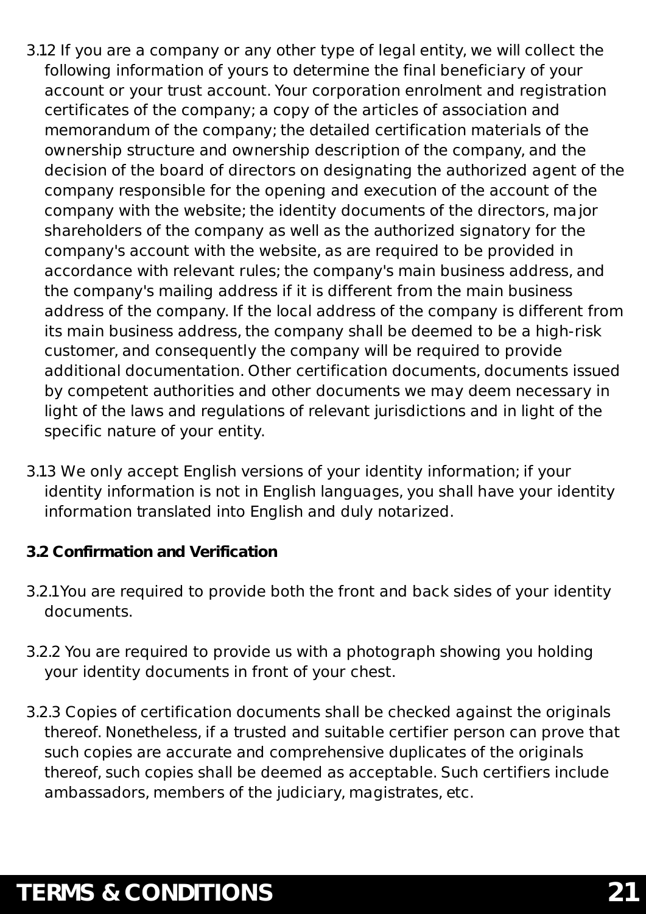3.12 If you are a company or any other type of legal entity, we will collect the following information of yours to determine the final beneficiary of your account or your trust account. Your corporation enrolment and registration certificates of the company; a copy of the articles of association and memorandum of the company; the detailed certification materials of the ownership structure and ownership description of the company, and the decision of the board of directors on designating the authorized agent of the company responsible for the opening and execution of the account of the company with the website; the identity documents of the directors, major shareholders of the company as well as the authorized signatory for the company's account with the website, as are required to be provided in accordance with relevant rules; the company's main business address, and the company's mailing address if it is different from the main business address of the company. If the local address of the company is different from its main business address, the company shall be deemed to be a high-risk customer, and consequently the company will be required to provide additional documentation. Other certification documents, documents issued by competent authorities and other documents we may deem necessary in light of the laws and regulations of relevant jurisdictions and in light of the specific nature of your entity.

3.13 We only accept English versions of your identity information; if your identity information is not in English languages, you shall have your identity information translated into English and duly notarized.

**3.2 Confirmation and Verification**

3.2.1You are required to provide both the front and back sides of your identity documents.

3.2.2 You are required to provide us with a photograph showing you holding your identity documents in front of your chest.

3.2.3 Copies of certification documents shall be checked against the originals thereof. Nonetheless, if a trusted and suitable certifier person can prove that such copies are accurate and comprehensive duplicates of the originals thereof, such copies shall be deemed as acceptable. Such certifiers include ambassadors, members of the judiciary, magistrates, etc.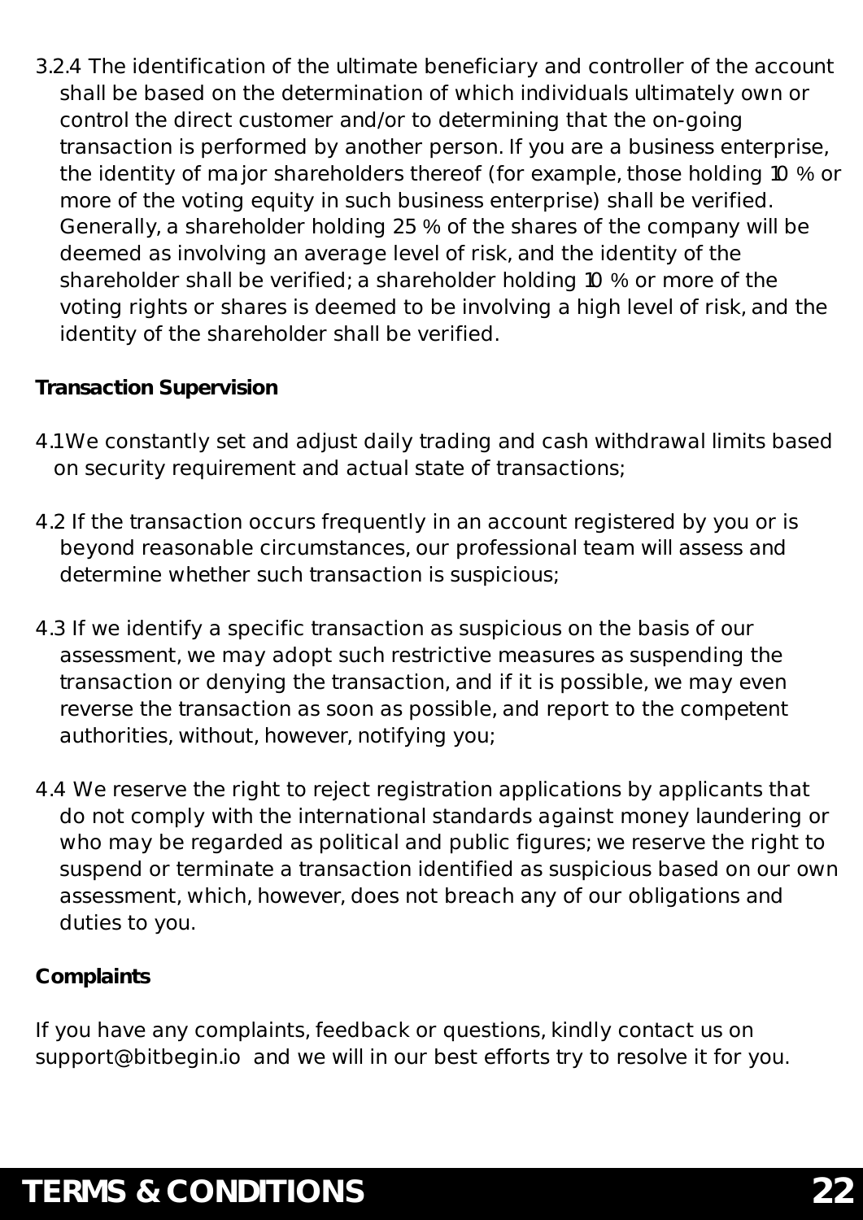3.2.4 The identification of the ultimate beneficiary and controller of the account shall be based on the determination of which individuals ultimately own or control the direct customer and/or to determining that the on-going transaction is performed by another person. If you are a business enterprise, the identity of major shareholders thereof (for example, those holding 10 % or more of the voting equity in such business enterprise) shall be verified. Generally, a shareholder holding 25 % of the shares of the company will be deemed as involving an average level of risk, and the identity of the shareholder shall be verified; a shareholder holding 10 % or more of the voting rights or shares is deemed to be involving a high level of risk, and the identity of the shareholder shall be verified.

**Transaction Supervision**

4.1 We constantly set and adjust daily trading and cash withdrawal limits based on security requirement and actual state of transactions;

4.2 If the transaction occurs frequently in an account registered by you or is beyond reasonable circumstances, our professional team will assess and determine whether such transaction is suspicious;

4.3 If we identify a specific transaction as suspicious on the basis of our assessment, we may adopt such restrictive measures as suspending the transaction or denying the transaction, and if it is possible, we may even reverse the transaction as soon as possible, and report to the competent authorities, without, however, notifying you;

4.4 We reserve the right to reject registration applications by applicants that do not comply with the international standards against money laundering or who may be regarded as political and public figures; we reserve the right to suspend or terminate a transaction identified as suspicious based on our own assessment, which, however, does not breach any of our obligations and duties to you.

**Complaints**

If you have any complaints, feedback or questions, kindly contact us on support@bitbegin.io and we will in our best efforts try to resolve it for you.